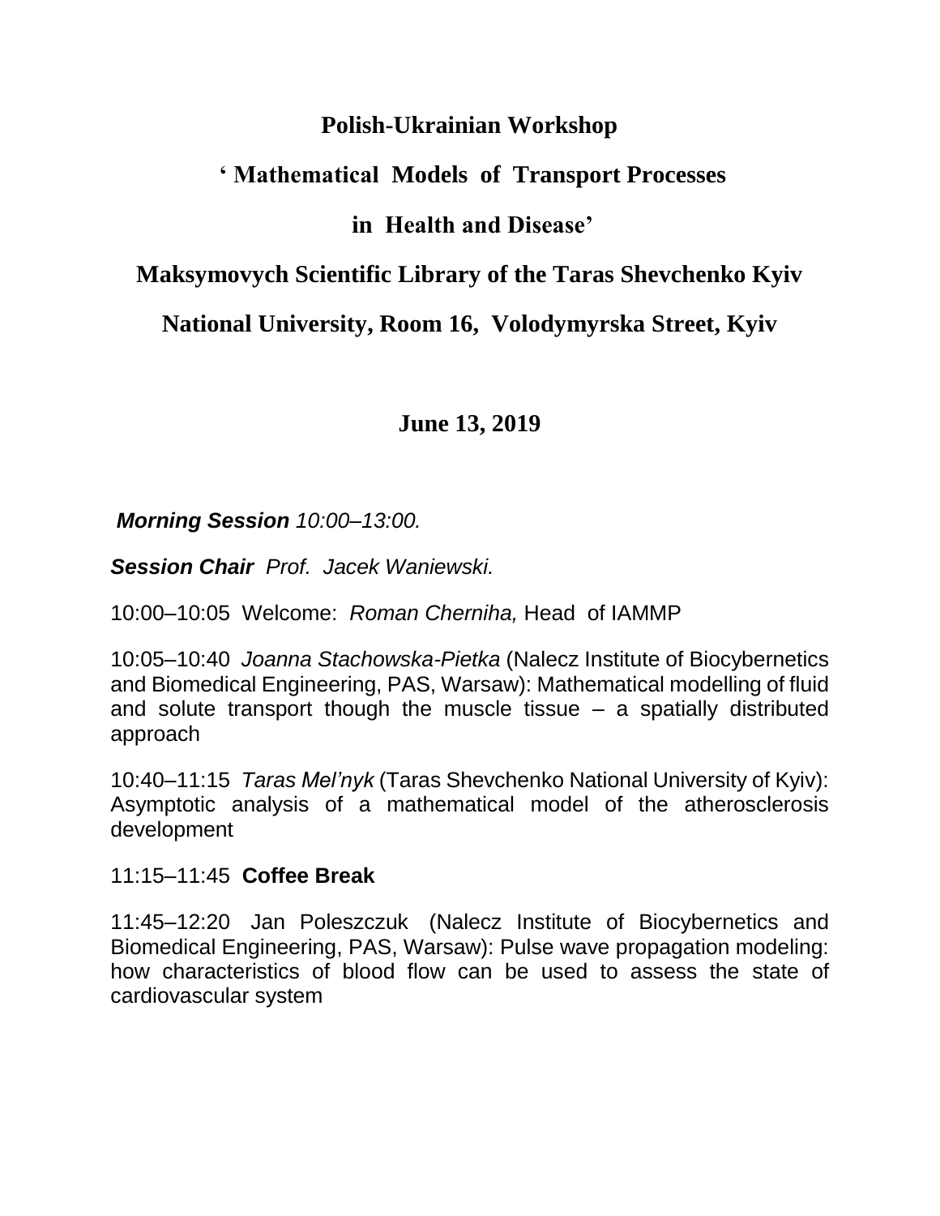# Polish-Ukrainian Workshop

## ' Mathematical Models of Transport Processes

## in Health and Disease'

## Maksymovych Scientific Library of the Taras Shevchenko Kyiv

## National University, Room 16, Volodymyrska Street, Kyiv

### June 13, 2019

***Morning Session*** *10:00–13:00.*

***Session Chair*** *Prof. Jacek Waniewski.*

10:00–10:05 Welcome: *Roman Cherniha,* Head of IAMMP

10:05–10:40 *Joanna Stachowska-Pietka* (Nalecz Institute of Biocybernetics and Biomedical Engineering, PAS, Warsaw): Mathematical modelling of fluid and solute transport though the muscle tissue – a spatially distributed approach

10:40–11:15 *Taras Mel'nyk* (Taras Shevchenko National University of Kyiv): Asymptotic analysis of a mathematical model of the atherosclerosis development

11:15–11:45 **Coffee Break**

11:45–12:20 Jan Poleszczuk (Nalecz Institute of Biocybernetics and Biomedical Engineering, PAS, Warsaw): Pulse wave propagation modeling: how characteristics of blood flow can be used to assess the state of cardiovascular system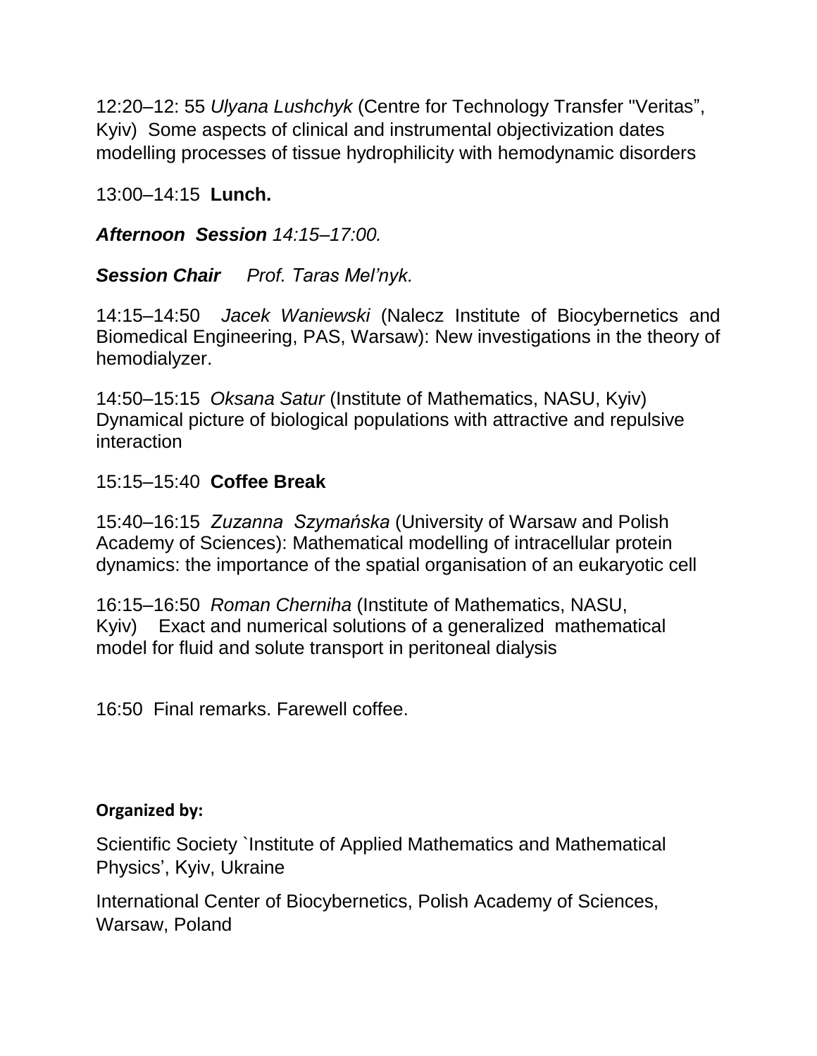12:20–12: 55 *Ulyana Lushchyk* (Centre for Technology Transfer "Veritas", Kyiv) Some aspects of clinical and instrumental objectivization dates modelling processes of tissue hydrophilicity with hemodynamic disorders

13:00–14:15 **Lunch.**

***Afternoon Session** 14:15–17:00.*

***Session Chair** Prof. Taras Mel'nyk.*

14:15–14:50 *Jacek Waniewski* (Nalecz Institute of Biocybernetics and Biomedical Engineering, PAS, Warsaw): New investigations in the theory of hemodialyzer.

14:50–15:15 *Oksana Satur* (Institute of Mathematics, NASU, Kyiv) Dynamical picture of biological populations with attractive and repulsive interaction

15:15–15:40 **Coffee Break**

15:40–16:15 *Zuzanna Szymańska* (University of Warsaw and Polish Academy of Sciences): Mathematical modelling of intracellular protein dynamics: the importance of the spatial organisation of an eukaryotic cell

16:15–16:50 *Roman Cherniha* (Institute of Mathematics, NASU, Kyiv) Exact and numerical solutions of a generalized mathematical model for fluid and solute transport in peritoneal dialysis

16:50 Final remarks. Farewell coffee.

**Organized by:**

Scientific Society `Institute of Applied Mathematics and Mathematical Physics', Kyiv, Ukraine

International Center of Biocybernetics, Polish Academy of Sciences, Warsaw, Poland